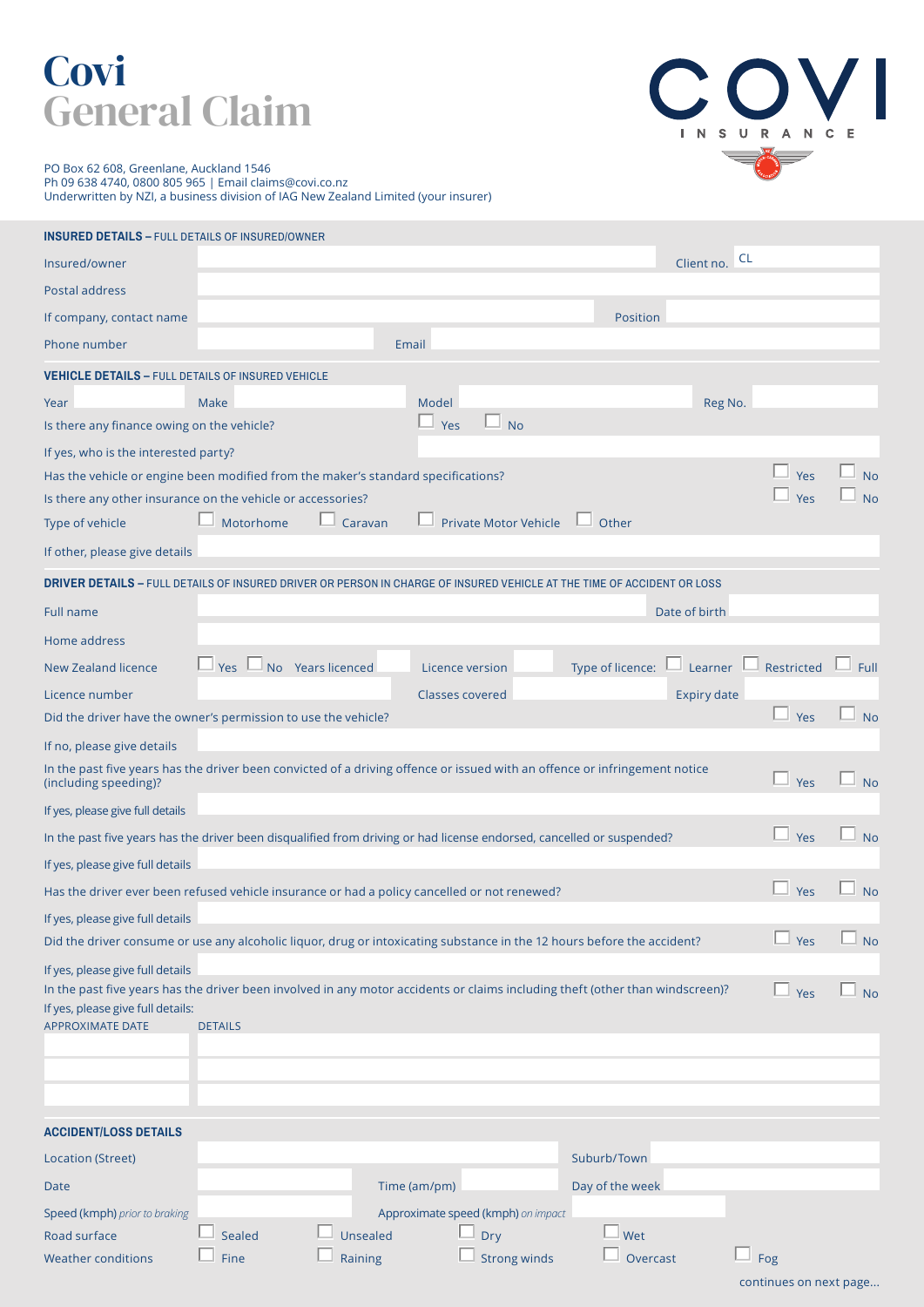# Covi
# General Claim

COVI INSURANCE

PO Box 62 608, Greenlane, Auckland 1546
Ph 09 638 4740, 0800 805 965 | Email claims@covi.co.nz
Underwritten by NZI, a business division of IAG New Zealand Limited (your insurer)

## INSURED DETAILS – FULL DETAILS OF INSURED/OWNER

Insured/owner ______ Client no. CL ______

Postal address ______

If company, contact name ______ Position ______

Phone number ______ Email ______

## VEHICLE DETAILS – FULL DETAILS OF INSURED VEHICLE

Year ______ Make ______ Model ______ Reg No. ______

Is there any finance owing on the vehicle? ☐ Yes ☐ No

If yes, who is the interested party? ______

Has the vehicle or engine been modified from the maker's standard specifications? ☐ Yes ☐ No

Is there any other insurance on the vehicle or accessories? ☐ Yes ☐ No

Type of vehicle ☐ Motorhome ☐ Caravan ☐ Private Motor Vehicle ☐ Other

If other, please give details ______

## DRIVER DETAILS – FULL DETAILS OF INSURED DRIVER OR PERSON IN CHARGE OF INSURED VEHICLE AT THE TIME OF ACCIDENT OR LOSS

Full name ______ Date of birth ______

Home address ______

New Zealand licence ☐ Yes ☐ No Years licenced ______ Licence version ______ Type of licence: ☐ Learner ☐ Restricted ☐ Full

Licence number ______ Classes covered ______ Expiry date ______

Did the driver have the owner's permission to use the vehicle? ☐ Yes ☐ No

If no, please give details ______

In the past five years has the driver been convicted of a driving offence or issued with an offence or infringement notice (including speeding)? ☐ Yes ☐ No

If yes, please give full details ______

In the past five years has the driver been disqualified from driving or had license endorsed, cancelled or suspended? ☐ Yes ☐ No

If yes, please give full details ______

Has the driver ever been refused vehicle insurance or had a policy cancelled or not renewed? ☐ Yes ☐ No

If yes, please give full details ______

Did the driver consume or use any alcoholic liquor, drug or intoxicating substance in the 12 hours before the accident? ☐ Yes ☐ No

If yes, please give full details ______

In the past five years has the driver been involved in any motor accidents or claims including theft (other than windscreen)? ☐ Yes ☐ No

If yes, please give full details:

| APPROXIMATE DATE | DETAILS |
|---|---|
| | |
| | |
| | |

## ACCIDENT/LOSS DETAILS

Location (Street) ______ Suburb/Town ______

Date ______ Time (am/pm) ______ Day of the week ______

Speed (kmph) *prior to braking* ______ Approximate speed (kmph) *on impact* ______

Road surface ☐ Sealed ☐ Unsealed ☐ Dry ☐ Wet

Weather conditions ☐ Fine ☐ Raining ☐ Strong winds ☐ Overcast ☐ Fog

continues on next page...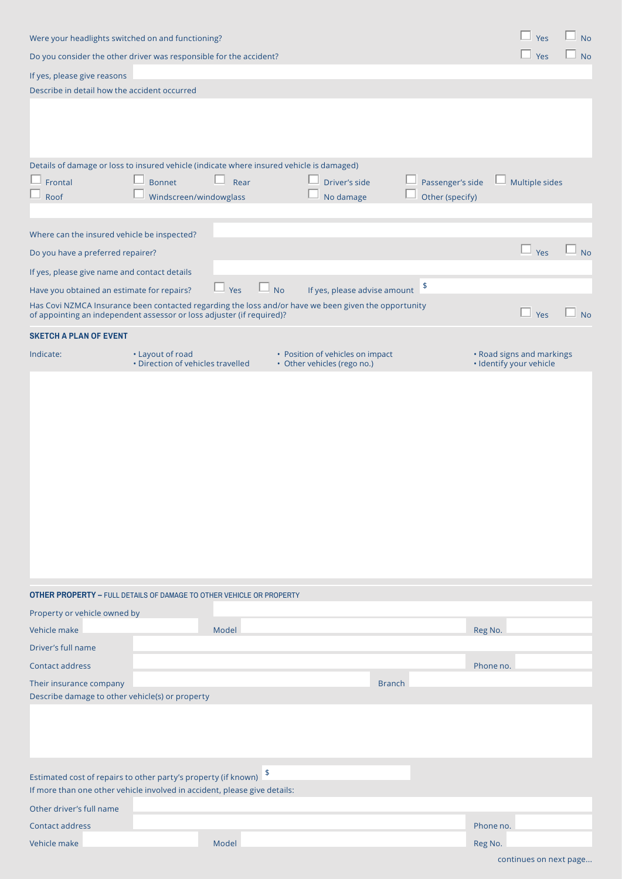Were your headlights switched on and functioning? ☐ Yes ☐ No

Do you consider the other driver was responsible for the accident? ☐ Yes ☐ No

If yes, please give reasons

Describe in detail how the accident occurred

Details of damage or loss to insured vehicle (indicate where insured vehicle is damaged)

☐ Frontal ☐ Bonnet ☐ Rear ☐ Driver's side ☐ Passenger's side ☐ Multiple sides

☐ Roof ☐ Windscreen/windowglass ☐ No damage ☐ Other (specify)

Where can the insured vehicle be inspected?

Do you have a preferred repairer? ☐ Yes ☐ No

If yes, please give name and contact details

Have you obtained an estimate for repairs? ☐ Yes ☐ No If yes, please advise amount $

Has Covi NZMCA Insurance been contacted regarding the loss and/or have we been given the opportunity of appointing an independent assessor or loss adjuster (if required)? ☐ Yes ☐ No

## SKETCH A PLAN OF EVENT

Indicate:

- Layout of road
- Direction of vehicles travelled
- Position of vehicles on impact
- Other vehicles (rego no.)
- Road signs and markings
- Identify your vehicle

## OTHER PROPERTY – FULL DETAILS OF DAMAGE TO OTHER VEHICLE OR PROPERTY

Property or vehicle owned by

Vehicle make Model Reg No.

Driver's full name

Contact address Phone no.

Their insurance company Branch

Describe damage to other vehicle(s) or property

Estimated cost of repairs to other party's property (if known) $

If more than one other vehicle involved in accident, please give details:

Other driver's full name

Contact address Phone no.

Vehicle make Model Reg No.

continues on next page...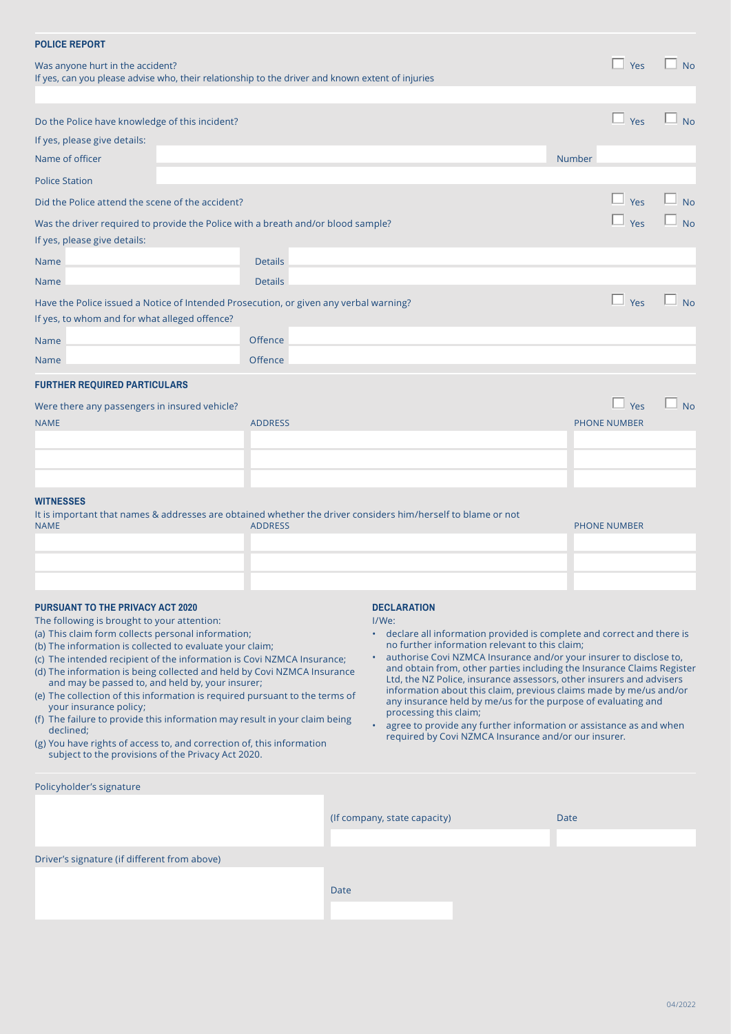## POLICE REPORT

Was anyone hurt in the accident? ☐ Yes ☐ No

If yes, can you please advise who, their relationship to the driver and known extent of injuries

Do the Police have knowledge of this incident? ☐ Yes ☐ No

If yes, please give details:

Name of officer Number

Police Station

Did the Police attend the scene of the accident? ☐ Yes ☐ No

Was the driver required to provide the Police with a breath and/or blood sample? ☐ Yes ☐ No

If yes, please give details:

| | |
|---|---|
| Name | Details |
| Name | Details |

Have the Police issued a Notice of Intended Prosecution, or given any verbal warning? ☐ Yes ☐ No

If yes, to whom and for what alleged offence?

| | |
|---|---|
| Name | Offence |
| Name | Offence |

## FURTHER REQUIRED PARTICULARS

Were there any passengers in insured vehicle? ☐ Yes ☐ No

| NAME | ADDRESS | PHONE NUMBER |
|---|---|---|
| | | |
| | | |
| | | |

## WITNESSES

It is important that names & addresses are obtained whether the driver considers him/herself to blame or not

| NAME | ADDRESS | PHONE NUMBER |
|---|---|---|
| | | |
| | | |
| | | |

## PURSUANT TO THE PRIVACY ACT 2020

The following is brought to your attention:

(a) This claim form collects personal information;
(b) The information is collected to evaluate your claim;
(c) The intended recipient of the information is Covi NZMCA Insurance;
(d) The information is being collected and held by Covi NZMCA Insurance and may be passed to, and held by, your insurer;
(e) The collection of this information is required pursuant to the terms of your insurance policy;
(f) The failure to provide this information may result in your claim being declined;
(g) You have rights of access to, and correction of, this information subject to the provisions of the Privacy Act 2020.

## DECLARATION

I/We:

- declare all information provided is complete and correct and there is no further information relevant to this claim;
- authorise Covi NZMCA Insurance and/or your insurer to disclose to, and obtain from, other parties including the Insurance Claims Register Ltd, the NZ Police, insurance assessors, other insurers and advisers information about this claim, previous claims made by me/us and/or any insurance held by me/us for the purpose of evaluating and processing this claim;
- agree to provide any further information or assistance as and when required by Covi NZMCA Insurance and/or our insurer.

Policyholder's signature

(If company, state capacity) Date

Driver's signature (if different from above)

Date

04/2022